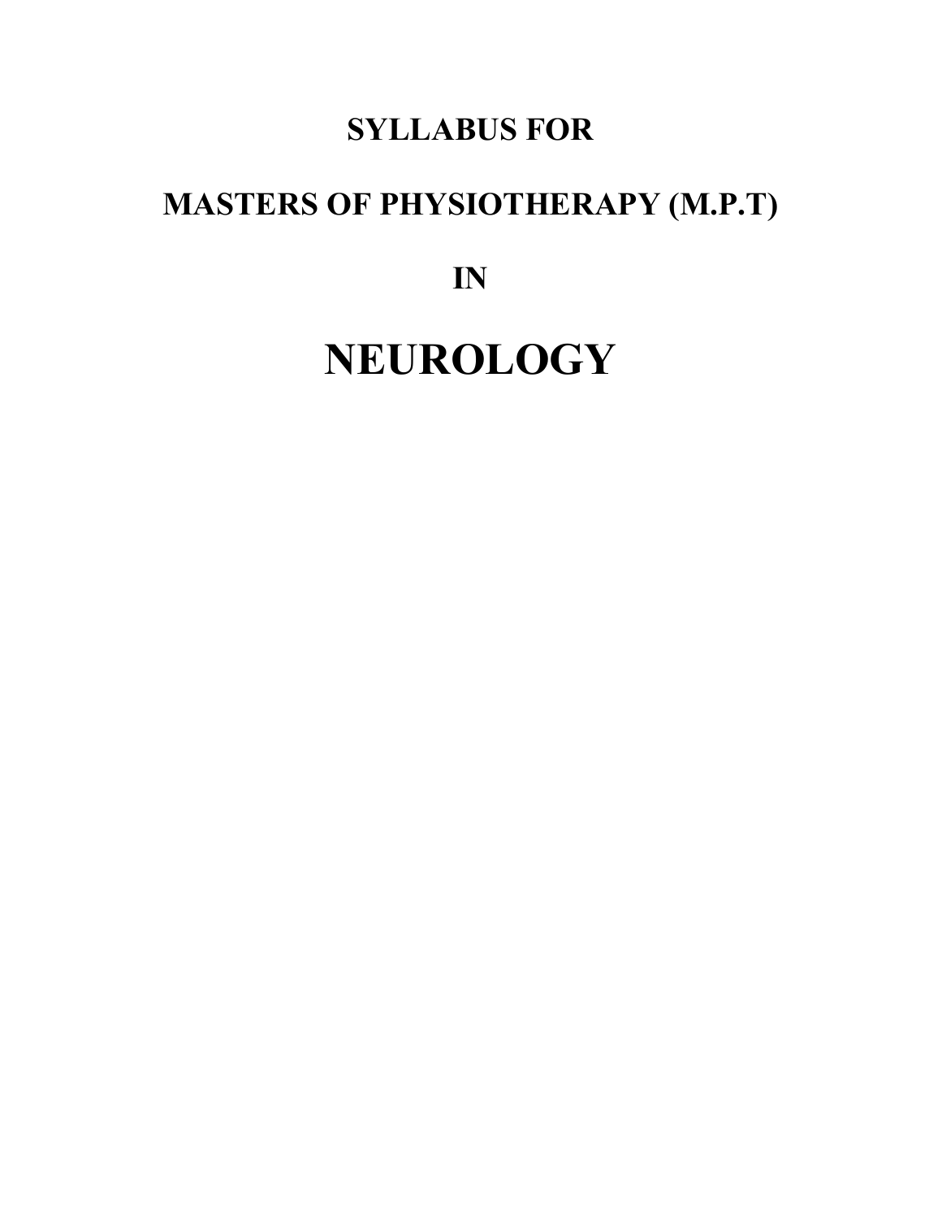# SYLLABUS FOR

# MASTERS OF PHYSIOTHERAPY (M.P.T)

# IN

# NEUROLOGY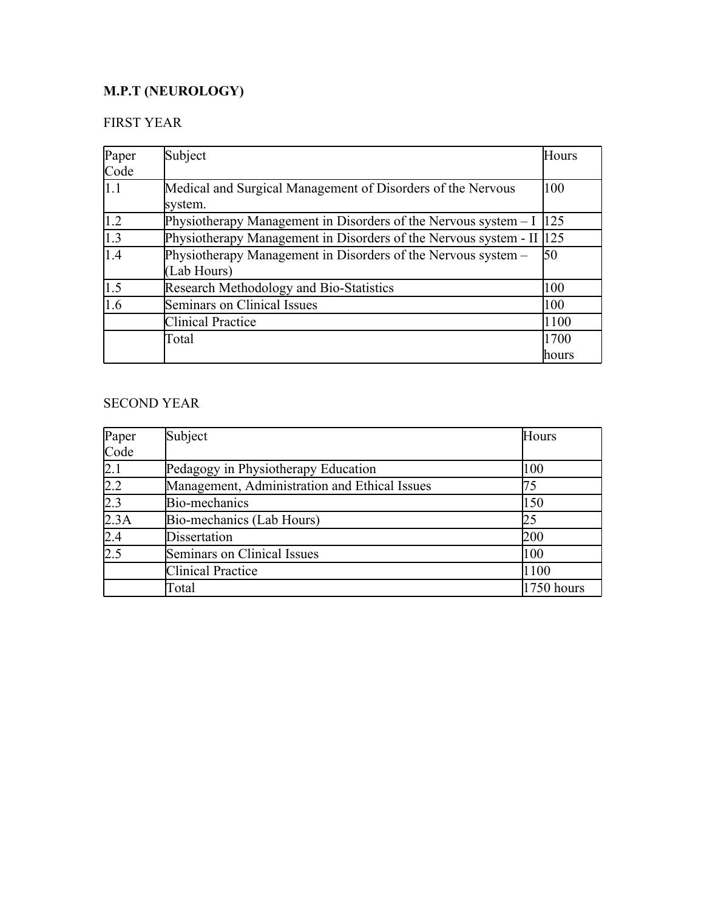**M.P.T (NEUROLOGY)**

FIRST YEAR

| Paper Code | Subject | Hours |
|---|---|---|
| 1.1 | Medical and Surgical Management of Disorders of the Nervous system. | 100 |
| 1.2 | Physiotherapy Management in Disorders of the Nervous system – I | 125 |
| 1.3 | Physiotherapy Management in Disorders of the Nervous system - II | 125 |
| 1.4 | Physiotherapy Management in Disorders of the Nervous system – (Lab Hours) | 50 |
| 1.5 | Research Methodology and Bio-Statistics | 100 |
| 1.6 | Seminars on Clinical Issues | 100 |
| | Clinical Practice | 1100 |
| | Total | 1700 hours |

SECOND YEAR

| Paper Code | Subject | Hours |
|---|---|---|
| 2.1 | Pedagogy in Physiotherapy Education | 100 |
| 2.2 | Management, Administration and Ethical Issues | 75 |
| 2.3 | Bio-mechanics | 150 |
| 2.3A | Bio-mechanics (Lab Hours) | 25 |
| 2.4 | Dissertation | 200 |
| 2.5 | Seminars on Clinical Issues | 100 |
| | Clinical Practice | 1100 |
| | Total | 1750 hours |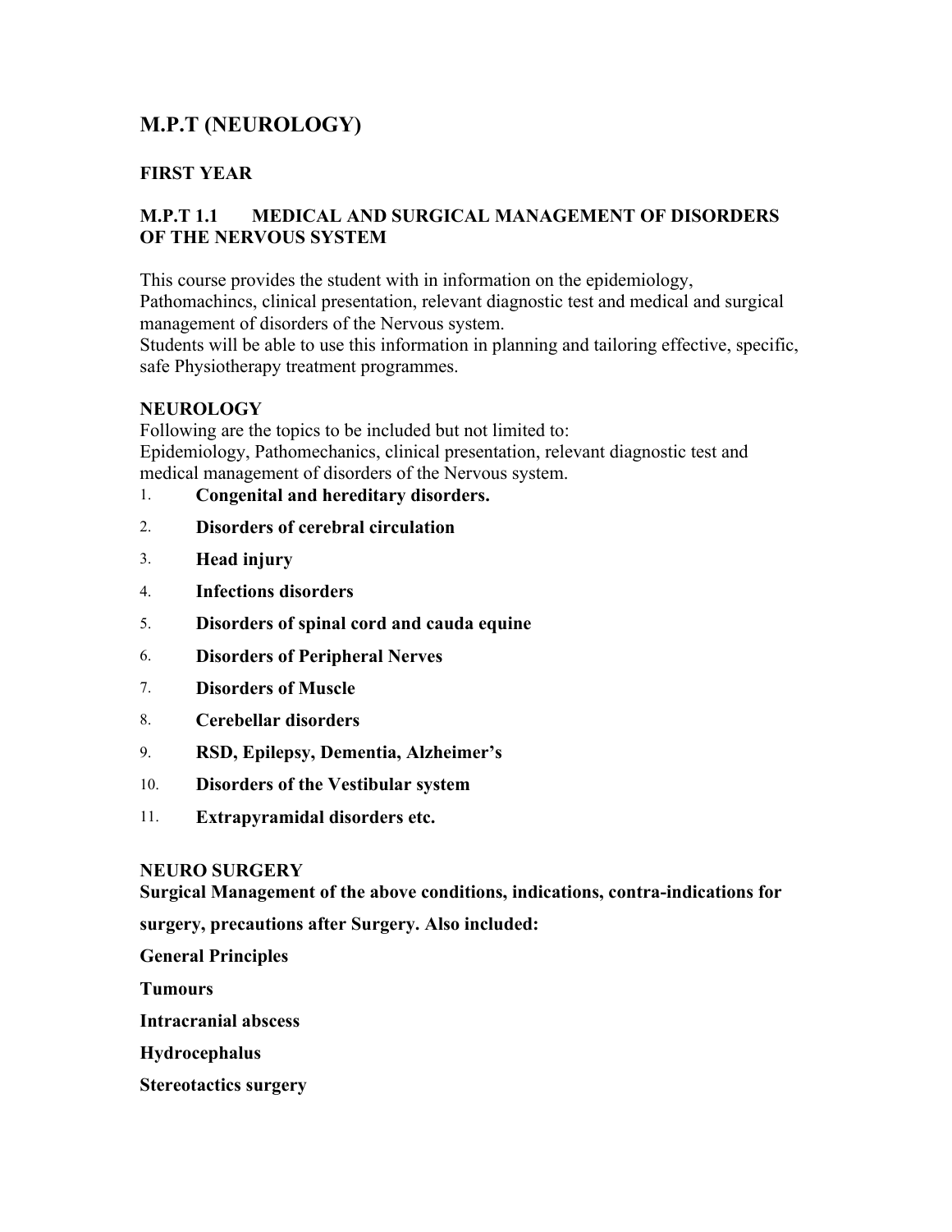# M.P.T (NEUROLOGY)

## FIRST YEAR

### M.P.T 1.1 MEDICAL AND SURGICAL MANAGEMENT OF DISORDERS OF THE NERVOUS SYSTEM

This course provides the student with in information on the epidemiology, Pathomachincs, clinical presentation, relevant diagnostic test and medical and surgical management of disorders of the Nervous system.
Students will be able to use this information in planning and tailoring effective, specific, safe Physiotherapy treatment programmes.

**NEUROLOGY**
Following are the topics to be included but not limited to:
Epidemiology, Pathomechanics, clinical presentation, relevant diagnostic test and medical management of disorders of the Nervous system.

1. **Congenital and hereditary disorders.**
2. **Disorders of cerebral circulation**
3. **Head injury**
4. **Infections disorders**
5. **Disorders of spinal cord and cauda equine**
6. **Disorders of Peripheral Nerves**
7. **Disorders of Muscle**
8. **Cerebellar disorders**
9. **RSD, Epilepsy, Dementia, Alzheimer's**
10. **Disorders of the Vestibular system**
11. **Extrapyramidal disorders etc.**

**NEURO SURGERY**

**Surgical Management of the above conditions, indications, contra-indications for surgery, precautions after Surgery. Also included:**

**General Principles**

**Tumours**

**Intracranial abscess**

**Hydrocephalus**

**Stereotactics surgery**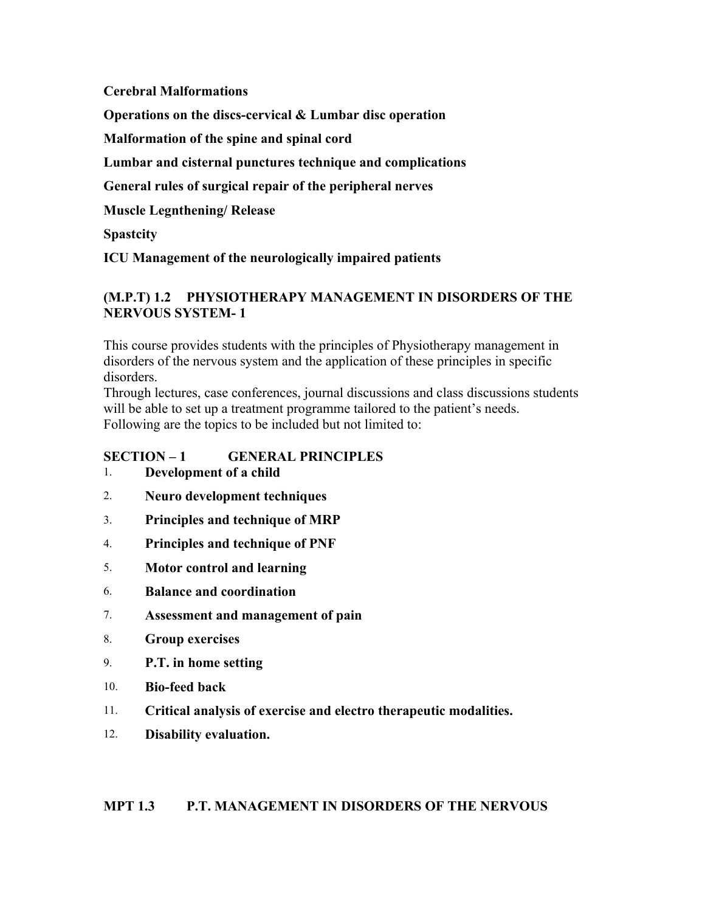**Cerebral Malformations**

**Operations on the discs-cervical & Lumbar disc operation**

**Malformation of the spine and spinal cord**

**Lumbar and cisternal punctures technique and complications**

**General rules of surgical repair of the peripheral nerves**

**Muscle Legnthening/ Release**

**Spastcity**

**ICU Management of the neurologically impaired patients**

## (M.P.T) 1.2 PHYSIOTHERAPY MANAGEMENT IN DISORDERS OF THE NERVOUS SYSTEM- 1

This course provides students with the principles of Physiotherapy management in disorders of the nervous system and the application of these principles in specific disorders.
Through lectures, case conferences, journal discussions and class discussions students will be able to set up a treatment programme tailored to the patient's needs.
Following are the topics to be included but not limited to:

### SECTION – 1 GENERAL PRINCIPLES

1. **Development of a child**
2. **Neuro development techniques**
3. **Principles and technique of MRP**
4. **Principles and technique of PNF**
5. **Motor control and learning**
6. **Balance and coordination**
7. **Assessment and management of pain**
8. **Group exercises**
9. **P.T. in home setting**
10. **Bio-feed back**
11. **Critical analysis of exercise and electro therapeutic modalities.**
12. **Disability evaluation.**

## MPT 1.3 P.T. MANAGEMENT IN DISORDERS OF THE NERVOUS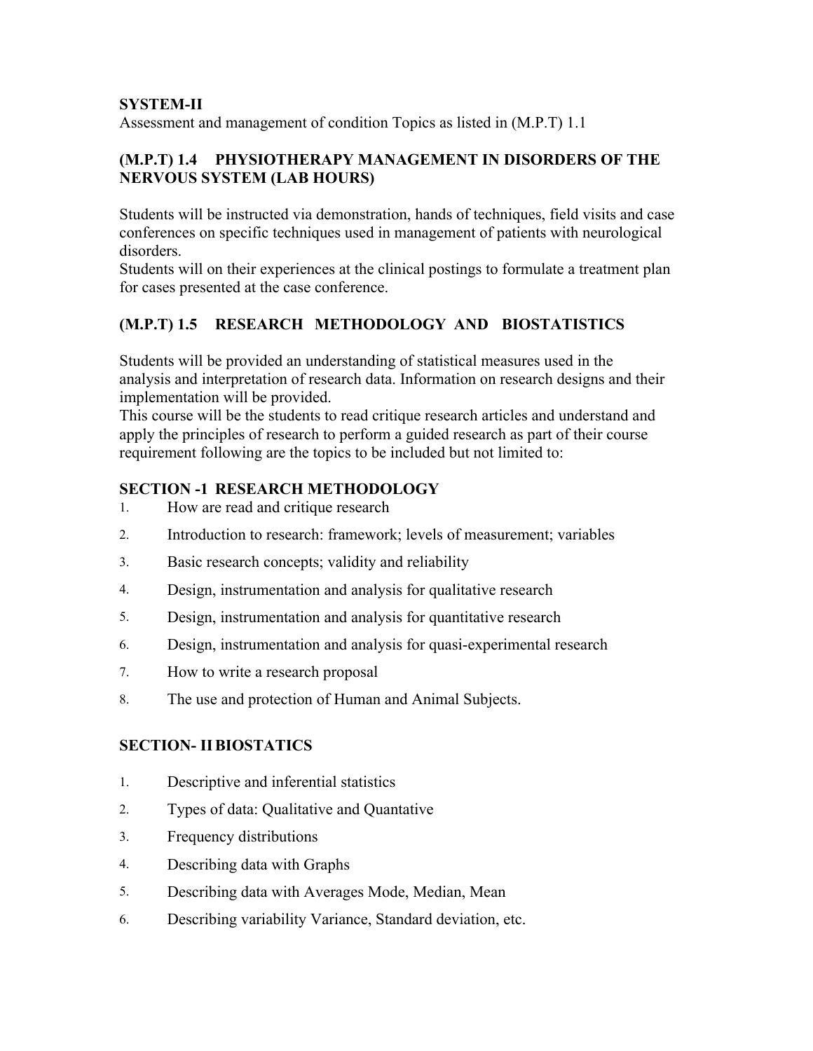**SYSTEM-II**

Assessment and management of condition Topics as listed in (M.P.T) 1.1

## (M.P.T) 1.4 PHYSIOTHERAPY MANAGEMENT IN DISORDERS OF THE NERVOUS SYSTEM (LAB HOURS)

Students will be instructed via demonstration, hands of techniques, field visits and case conferences on specific techniques used in management of patients with neurological disorders.

Students will on their experiences at the clinical postings to formulate a treatment plan for cases presented at the case conference.

## (M.P.T) 1.5 RESEARCH METHODOLOGY AND BIOSTATISTICS

Students will be provided an understanding of statistical measures used in the analysis and interpretation of research data. Information on research designs and their implementation will be provided.

This course will be the students to read critique research articles and understand and apply the principles of research to perform a guided research as part of their course requirement following are the topics to be included but not limited to:

### SECTION -1 RESEARCH METHODOLOGY

1. How are read and critique research
2. Introduction to research: framework; levels of measurement; variables
3. Basic research concepts; validity and reliability
4. Design, instrumentation and analysis for qualitative research
5. Design, instrumentation and analysis for quantitative research
6. Design, instrumentation and analysis for quasi-experimental research
7. How to write a research proposal
8. The use and protection of Human and Animal Subjects.

### SECTION- II BIOSTATICS

1. Descriptive and inferential statistics
2. Types of data: Qualitative and Quantative
3. Frequency distributions
4. Describing data with Graphs
5. Describing data with Averages Mode, Median, Mean
6. Describing variability Variance, Standard deviation, etc.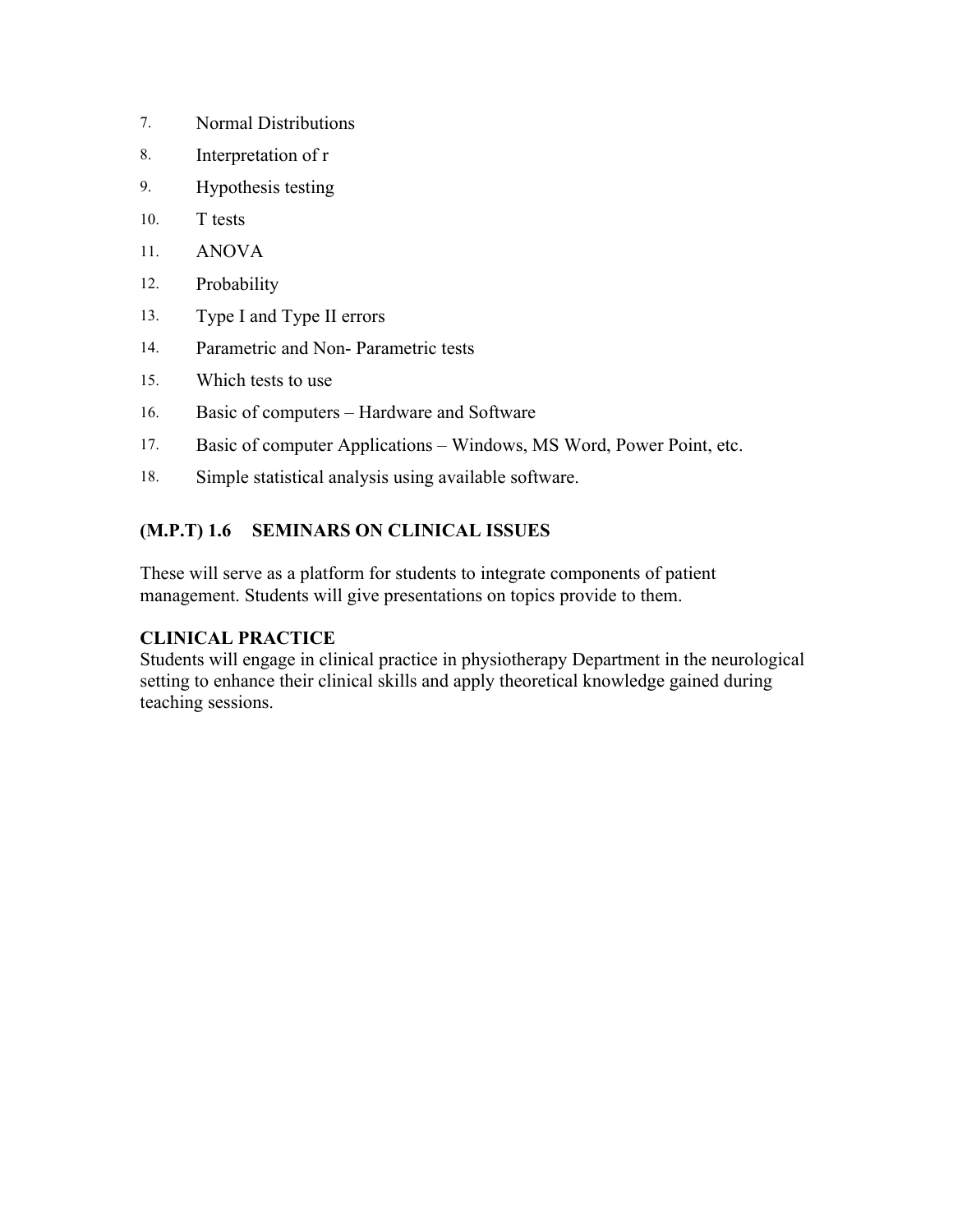7. Normal Distributions
8. Interpretation of r
9. Hypothesis testing
10. T tests
11. ANOVA
12. Probability
13. Type I and Type II errors
14. Parametric and Non- Parametric tests
15. Which tests to use
16. Basic of computers – Hardware and Software
17. Basic of computer Applications – Windows, MS Word, Power Point, etc.
18. Simple statistical analysis using available software.

### (M.P.T) 1.6 SEMINARS ON CLINICAL ISSUES

These will serve as a platform for students to integrate components of patient management. Students will give presentations on topics provide to them.

### CLINICAL PRACTICE

Students will engage in clinical practice in physiotherapy Department in the neurological setting to enhance their clinical skills and apply theoretical knowledge gained during teaching sessions.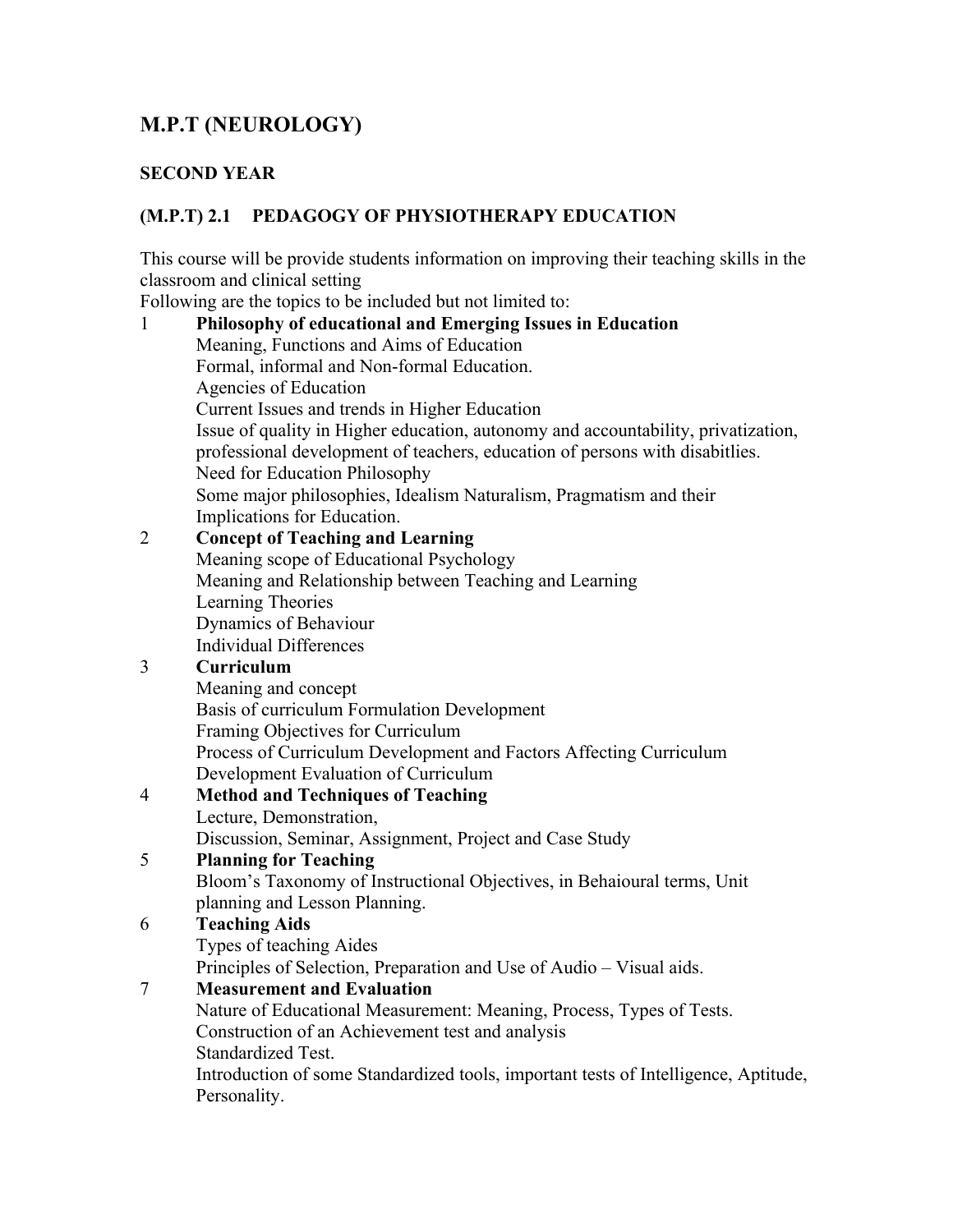## M.P.T (NEUROLOGY)

### SECOND YEAR

### (M.P.T) 2.1 PEDAGOGY OF PHYSIOTHERAPY EDUCATION

This course will be provide students information on improving their teaching skills in the classroom and clinical setting
Following are the topics to be included but not limited to:

1. **Philosophy of educational and Emerging Issues in Education**
   Meaning, Functions and Aims of Education
   Formal, informal and Non-formal Education.
   Agencies of Education
   Current Issues and trends in Higher Education
   Issue of quality in Higher education, autonomy and accountability, privatization, professional development of teachers, education of persons with disabitlies.
   Need for Education Philosophy
   Some major philosophies, Idealism Naturalism, Pragmatism and their Implications for Education.
2. **Concept of Teaching and Learning**
   Meaning scope of Educational Psychology
   Meaning and Relationship between Teaching and Learning
   Learning Theories
   Dynamics of Behaviour
   Individual Differences
3. **Curriculum**
   Meaning and concept
   Basis of curriculum Formulation Development
   Framing Objectives for Curriculum
   Process of Curriculum Development and Factors Affecting Curriculum
   Development Evaluation of Curriculum
4. **Method and Techniques of Teaching**
   Lecture, Demonstration,
   Discussion, Seminar, Assignment, Project and Case Study
5. **Planning for Teaching**
   Bloom's Taxonomy of Instructional Objectives, in Behaioural terms, Unit planning and Lesson Planning.
6. **Teaching Aids**
   Types of teaching Aides
   Principles of Selection, Preparation and Use of Audio – Visual aids.
7. **Measurement and Evaluation**
   Nature of Educational Measurement: Meaning, Process, Types of Tests.
   Construction of an Achievement test and analysis
   Standardized Test.
   Introduction of some Standardized tools, important tests of Intelligence, Aptitude, Personality.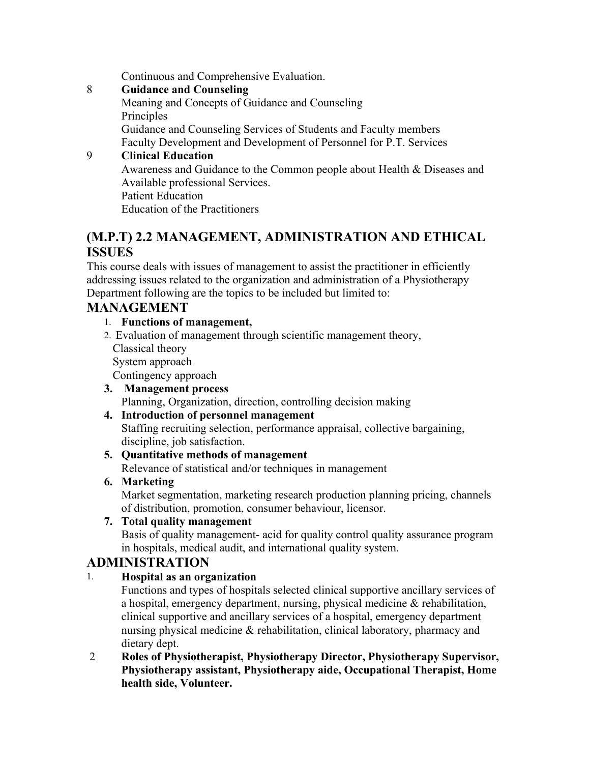Continuous and Comprehensive Evaluation.

8 **Guidance and Counseling**

Meaning and Concepts of Guidance and Counseling
Principles
Guidance and Counseling Services of Students and Faculty members
Faculty Development and Development of Personnel for P.T. Services

9 **Clinical Education**

Awareness and Guidance to the Common people about Health & Diseases and Available professional Services.
Patient Education
Education of the Practitioners

## (M.P.T) 2.2 MANAGEMENT, ADMINISTRATION AND ETHICAL ISSUES

This course deals with issues of management to assist the practitioner in efficiently addressing issues related to the organization and administration of a Physiotherapy Department following are the topics to be included but limited to:

## MANAGEMENT

1. **Functions of management,**
2. Evaluation of management through scientific management theory,
   Classical theory
   System approach
   Contingency approach
3. **Management process**
   Planning, Organization, direction, controlling decision making
4. **Introduction of personnel management**
   Staffing recruiting selection, performance appraisal, collective bargaining, discipline, job satisfaction.
5. **Quantitative methods of management**
   Relevance of statistical and/or techniques in management
6. **Marketing**
   Market segmentation, marketing research production planning pricing, channels of distribution, promotion, consumer behaviour, licensor.
7. **Total quality management**
   Basis of quality management- acid for quality control quality assurance program in hospitals, medical audit, and international quality system.

## ADMINISTRATION

1. **Hospital as an organization**
   Functions and types of hospitals selected clinical supportive ancillary services of a hospital, emergency department, nursing, physical medicine & rehabilitation, clinical supportive and ancillary services of a hospital, emergency department nursing physical medicine & rehabilitation, clinical laboratory, pharmacy and dietary dept.
2. **Roles of Physiotherapist, Physiotherapy Director, Physiotherapy Supervisor, Physiotherapy assistant, Physiotherapy aide, Occupational Therapist, Home health side, Volunteer.**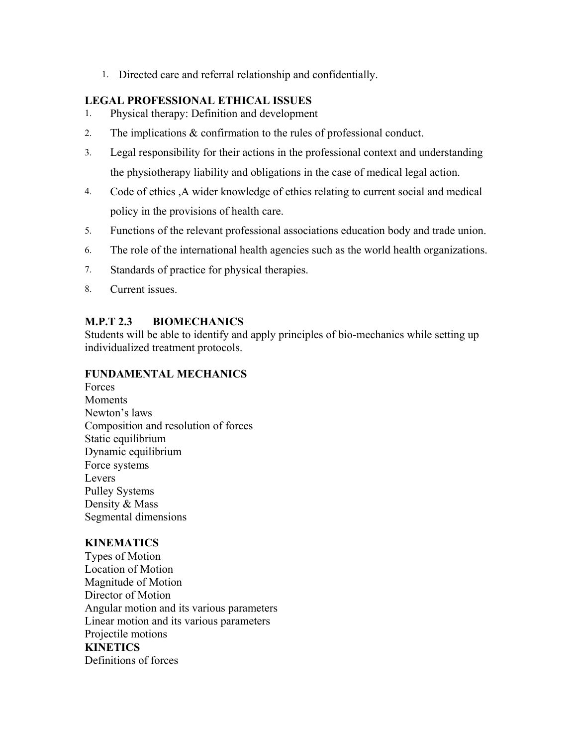1. Directed care and referral relationship and confidentially.

**LEGAL PROFESSIONAL ETHICAL ISSUES**

1. Physical therapy: Definition and development
2. The implications & confirmation to the rules of professional conduct.
3. Legal responsibility for their actions in the professional context and understanding the physiotherapy liability and obligations in the case of medical legal action.
4. Code of ethics ,A wider knowledge of ethics relating to current social and medical policy in the provisions of health care.
5. Functions of the relevant professional associations education body and trade union.
6. The role of the international health agencies such as the world health organizations.
7. Standards of practice for physical therapies.
8. Current issues.

**M.P.T 2.3 BIOMECHANICS**

Students will be able to identify and apply principles of bio-mechanics while setting up individualized treatment protocols.

**FUNDAMENTAL MECHANICS**

Forces
Moments
Newton's laws
Composition and resolution of forces
Static equilibrium
Dynamic equilibrium
Force systems
Levers
Pulley Systems
Density & Mass
Segmental dimensions

**KINEMATICS**

Types of Motion
Location of Motion
Magnitude of Motion
Director of Motion
Angular motion and its various parameters
Linear motion and its various parameters
Projectile motions

**KINETICS**

Definitions of forces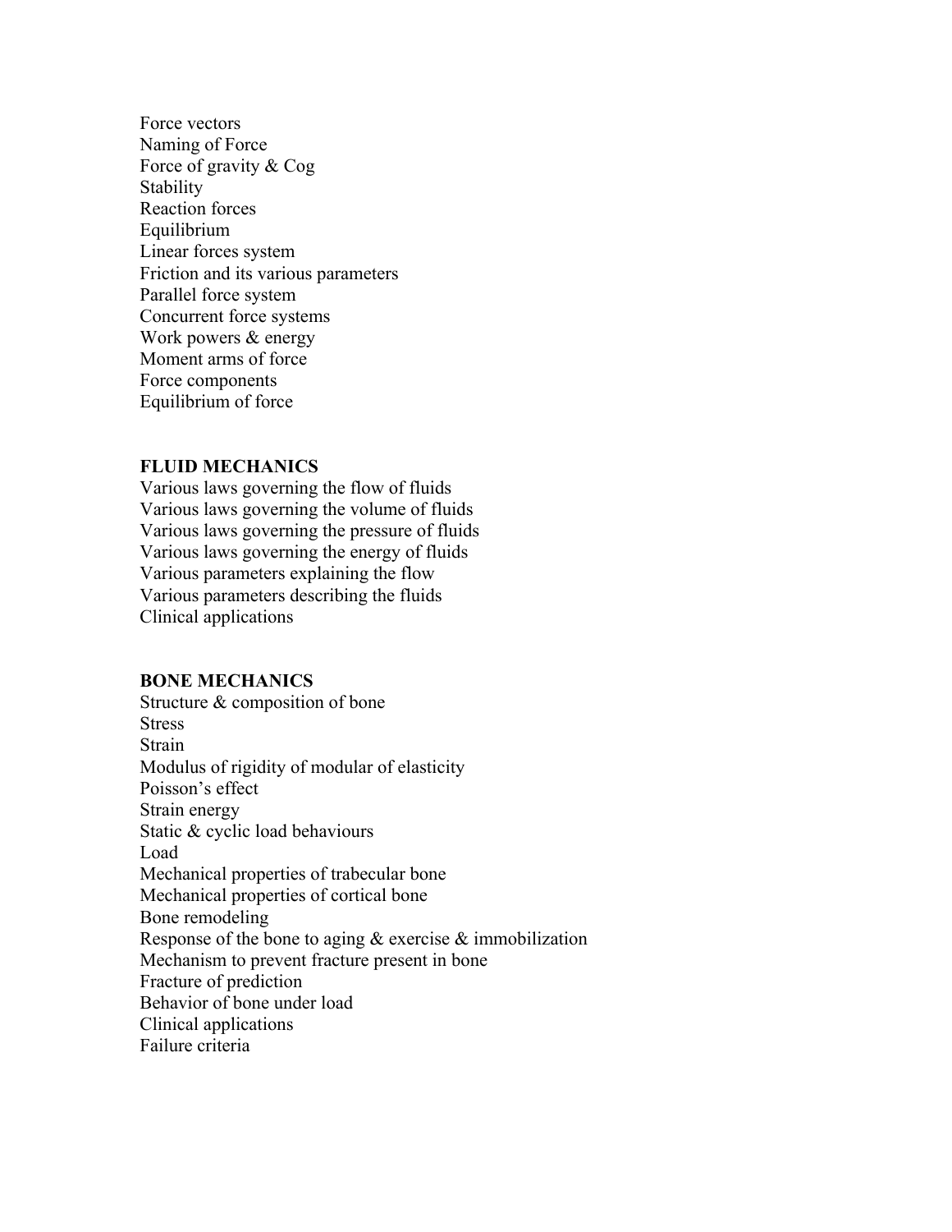Force vectors
Naming of Force
Force of gravity & Cog
Stability
Reaction forces
Equilibrium
Linear forces system
Friction and its various parameters
Parallel force system
Concurrent force systems
Work powers & energy
Moment arms of force
Force components
Equilibrium of force

**FLUID MECHANICS**

Various laws governing the flow of fluids
Various laws governing the volume of fluids
Various laws governing the pressure of fluids
Various laws governing the energy of fluids
Various parameters explaining the flow
Various parameters describing the fluids
Clinical applications

**BONE MECHANICS**

Structure & composition of bone
Stress
Strain
Modulus of rigidity of modular of elasticity
Poisson's effect
Strain energy
Static & cyclic load behaviours
Load
Mechanical properties of trabecular bone
Mechanical properties of cortical bone
Bone remodeling
Response of the bone to aging & exercise & immobilization
Mechanism to prevent fracture present in bone
Fracture of prediction
Behavior of bone under load
Clinical applications
Failure criteria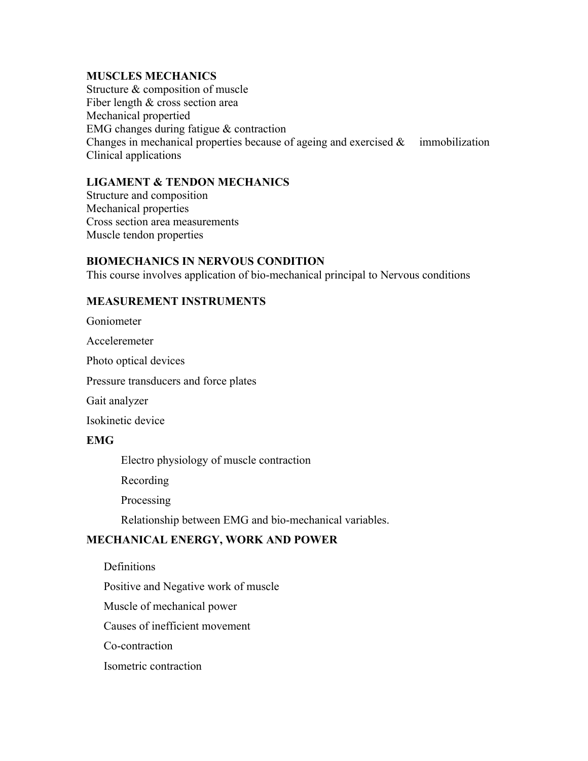**MUSCLES MECHANICS**

Structure & composition of muscle
Fiber length & cross section area
Mechanical propertied
EMG changes during fatigue & contraction
Changes in mechanical properties because of ageing and exercised & immobilization
Clinical applications

**LIGAMENT & TENDON MECHANICS**

Structure and composition
Mechanical properties
Cross section area measurements
Muscle tendon properties

**BIOMECHANICS IN NERVOUS CONDITION**

This course involves application of bio-mechanical principal to Nervous conditions

**MEASUREMENT INSTRUMENTS**

Goniometer

Acceleremeter

Photo optical devices

Pressure transducers and force plates

Gait analyzer

Isokinetic device

**EMG**

- Electro physiology of muscle contraction
- Recording
- Processing
- Relationship between EMG and bio-mechanical variables.

**MECHANICAL ENERGY, WORK AND POWER**

- Definitions
- Positive and Negative work of muscle
- Muscle of mechanical power
- Causes of inefficient movement
- Co-contraction
- Isometric contraction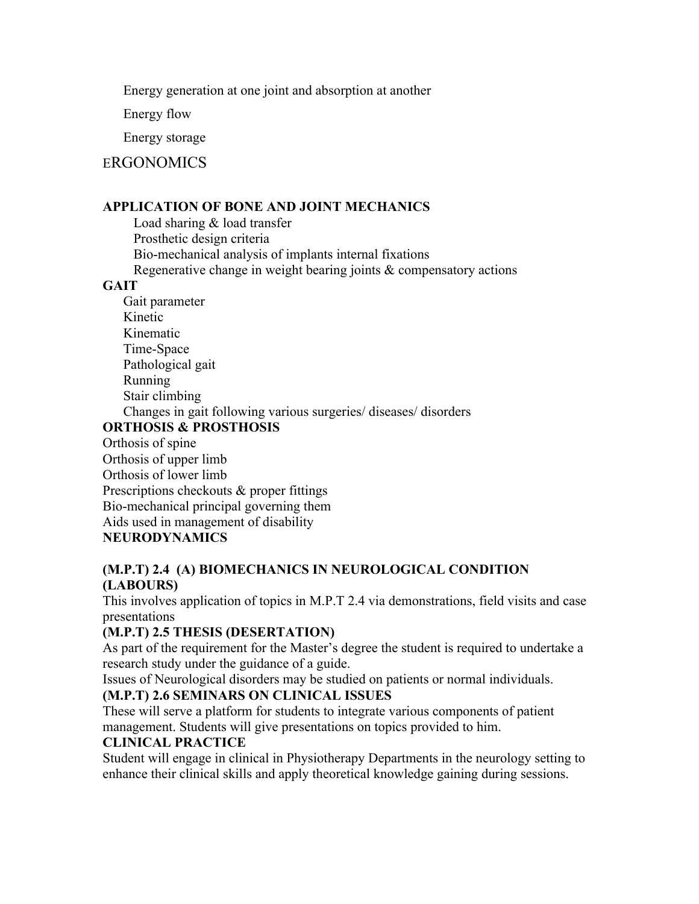Energy generation at one joint and absorption at another

Energy flow

Energy storage

ERGONOMICS

**APPLICATION OF BONE AND JOINT MECHANICS**

Load sharing & load transfer
Prosthetic design criteria
Bio-mechanical analysis of implants internal fixations
Regenerative change in weight bearing joints & compensatory actions

**GAIT**

Gait parameter
Kinetic
Kinematic
Time-Space
Pathological gait
Running
Stair climbing
Changes in gait following various surgeries/ diseases/ disorders

**ORTHOSIS & PROSTHOSIS**

Orthosis of spine
Orthosis of upper limb
Orthosis of lower limb
Prescriptions checkouts & proper fittings
Bio-mechanical principal governing them
Aids used in management of disability

**NEURODYNAMICS**

**(M.P.T) 2.4 (A) BIOMECHANICS IN NEUROLOGICAL CONDITION (LABOURS)**

This involves application of topics in M.P.T 2.4 via demonstrations, field visits and case presentations

**(M.P.T) 2.5 THESIS (DESERTATION)**

As part of the requirement for the Master's degree the student is required to undertake a research study under the guidance of a guide.
Issues of Neurological disorders may be studied on patients or normal individuals.

**(M.P.T) 2.6 SEMINARS ON CLINICAL ISSUES**

These will serve a platform for students to integrate various components of patient management. Students will give presentations on topics provided to him.

**CLINICAL PRACTICE**

Student will engage in clinical in Physiotherapy Departments in the neurology setting to enhance their clinical skills and apply theoretical knowledge gaining during sessions.